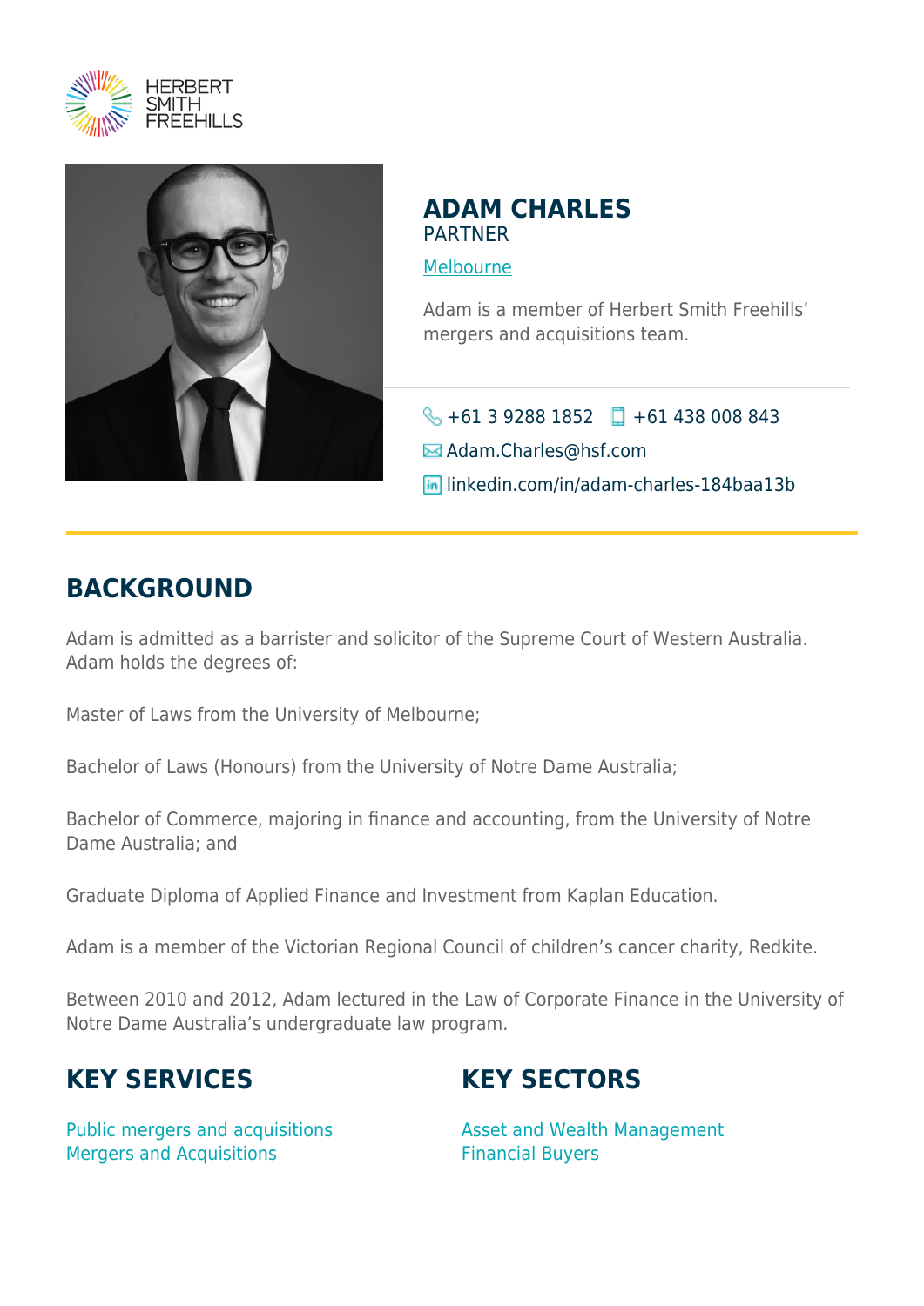HERBERT SMITH FREEHILLS

# ADAM CHARLES

PARTNER

Melbourne

Adam is a member of Herbert Smith Freehills' mergers and acquisitions team.

+61 3 9288 1852 +61 438 008 843

Adam.Charles@hsf.com

linkedin.com/in/adam-charles-184baa13b

## BACKGROUND

Adam is admitted as a barrister and solicitor of the Supreme Court of Western Australia. Adam holds the degrees of:

Master of Laws from the University of Melbourne;

Bachelor of Laws (Honours) from the University of Notre Dame Australia;

Bachelor of Commerce, majoring in finance and accounting, from the University of Notre Dame Australia; and

Graduate Diploma of Applied Finance and Investment from Kaplan Education.

Adam is a member of the Victorian Regional Council of children's cancer charity, Redkite.

Between 2010 and 2012, Adam lectured in the Law of Corporate Finance in the University of Notre Dame Australia's undergraduate law program.

## KEY SERVICES

Public mergers and acquisitions
Mergers and Acquisitions

## KEY SECTORS

Asset and Wealth Management
Financial Buyers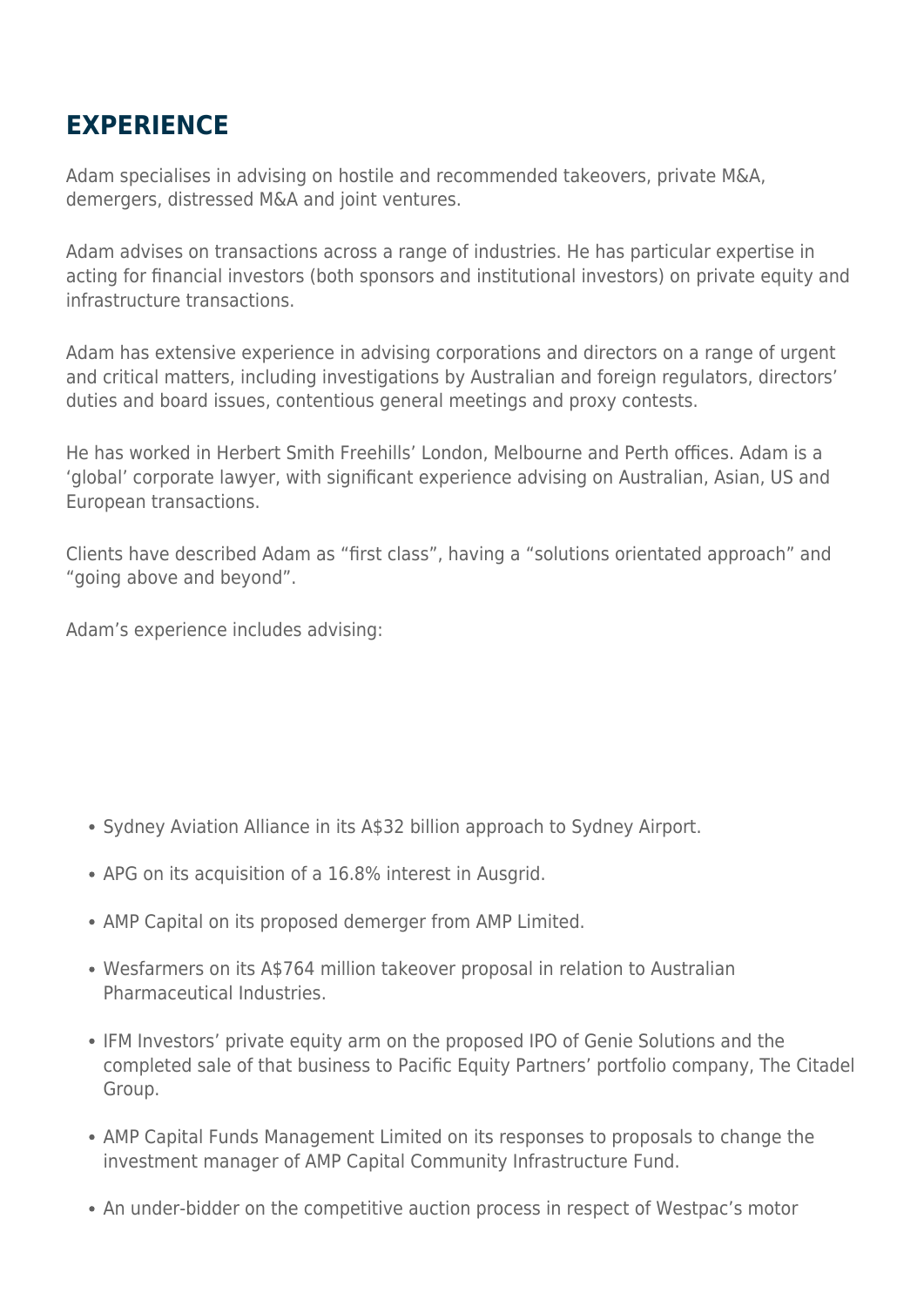## EXPERIENCE

Adam specialises in advising on hostile and recommended takeovers, private M&A, demergers, distressed M&A and joint ventures.

Adam advises on transactions across a range of industries. He has particular expertise in acting for financial investors (both sponsors and institutional investors) on private equity and infrastructure transactions.

Adam has extensive experience in advising corporations and directors on a range of urgent and critical matters, including investigations by Australian and foreign regulators, directors' duties and board issues, contentious general meetings and proxy contests.

He has worked in Herbert Smith Freehills' London, Melbourne and Perth offices. Adam is a 'global' corporate lawyer, with significant experience advising on Australian, Asian, US and European transactions.

Clients have described Adam as "first class", having a "solutions orientated approach" and "going above and beyond".

Adam's experience includes advising:

- Sydney Aviation Alliance in its A$32 billion approach to Sydney Airport.
- APG on its acquisition of a 16.8% interest in Ausgrid.
- AMP Capital on its proposed demerger from AMP Limited.
- Wesfarmers on its A$764 million takeover proposal in relation to Australian Pharmaceutical Industries.
- IFM Investors' private equity arm on the proposed IPO of Genie Solutions and the completed sale of that business to Pacific Equity Partners' portfolio company, The Citadel Group.
- AMP Capital Funds Management Limited on its responses to proposals to change the investment manager of AMP Capital Community Infrastructure Fund.
- An under-bidder on the competitive auction process in respect of Westpac's motor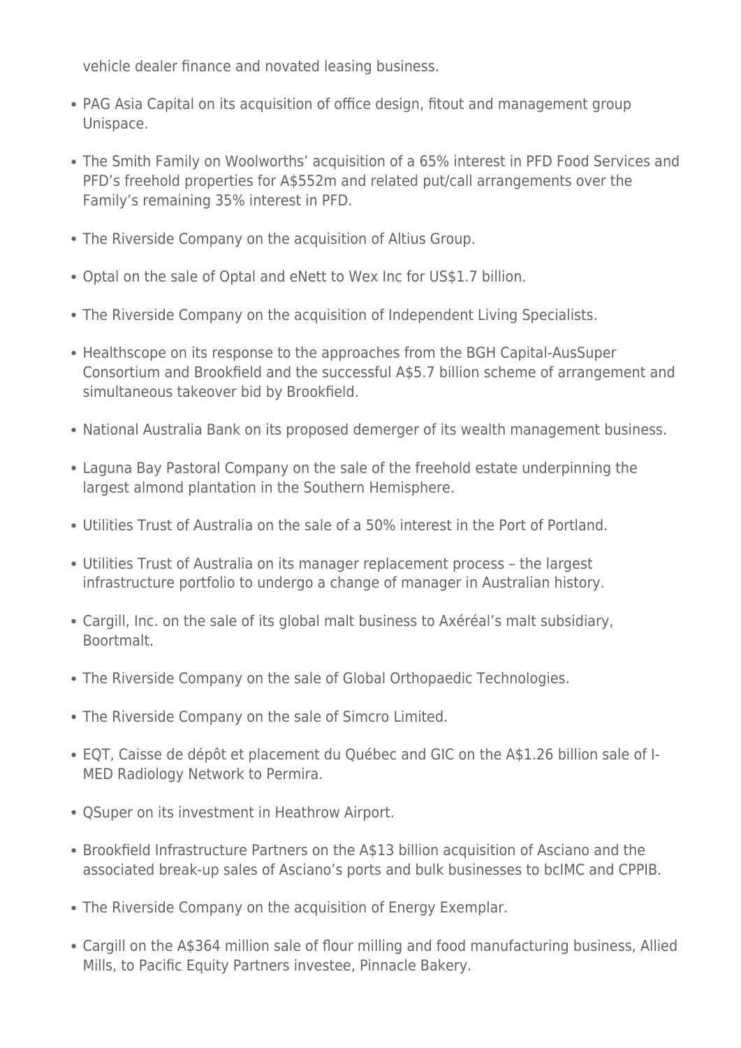vehicle dealer finance and novated leasing business.

- PAG Asia Capital on its acquisition of office design, fitout and management group Unispace.
- The Smith Family on Woolworths' acquisition of a 65% interest in PFD Food Services and PFD's freehold properties for A$552m and related put/call arrangements over the Family's remaining 35% interest in PFD.
- The Riverside Company on the acquisition of Altius Group.
- Optal on the sale of Optal and eNett to Wex Inc for US$1.7 billion.
- The Riverside Company on the acquisition of Independent Living Specialists.
- Healthscope on its response to the approaches from the BGH Capital-AusSuper Consortium and Brookfield and the successful A$5.7 billion scheme of arrangement and simultaneous takeover bid by Brookfield.
- National Australia Bank on its proposed demerger of its wealth management business.
- Laguna Bay Pastoral Company on the sale of the freehold estate underpinning the largest almond plantation in the Southern Hemisphere.
- Utilities Trust of Australia on the sale of a 50% interest in the Port of Portland.
- Utilities Trust of Australia on its manager replacement process – the largest infrastructure portfolio to undergo a change of manager in Australian history.
- Cargill, Inc. on the sale of its global malt business to Axéréal's malt subsidiary, Boortmalt.
- The Riverside Company on the sale of Global Orthopaedic Technologies.
- The Riverside Company on the sale of Simcro Limited.
- EQT, Caisse de dépôt et placement du Québec and GIC on the A$1.26 billion sale of I-MED Radiology Network to Permira.
- QSuper on its investment in Heathrow Airport.
- Brookfield Infrastructure Partners on the A$13 billion acquisition of Asciano and the associated break-up sales of Asciano's ports and bulk businesses to bcIMC and CPPIB.
- The Riverside Company on the acquisition of Energy Exemplar.
- Cargill on the A$364 million sale of flour milling and food manufacturing business, Allied Mills, to Pacific Equity Partners investee, Pinnacle Bakery.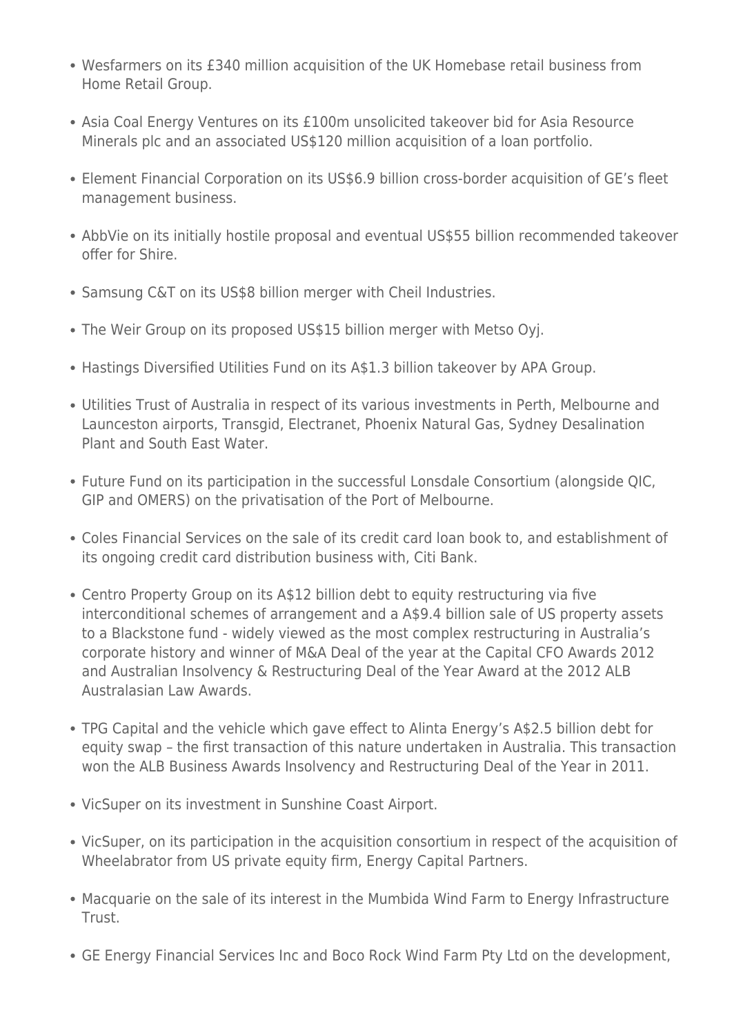- Wesfarmers on its £340 million acquisition of the UK Homebase retail business from Home Retail Group.
- Asia Coal Energy Ventures on its £100m unsolicited takeover bid for Asia Resource Minerals plc and an associated US$120 million acquisition of a loan portfolio.
- Element Financial Corporation on its US$6.9 billion cross-border acquisition of GE's fleet management business.
- AbbVie on its initially hostile proposal and eventual US$55 billion recommended takeover offer for Shire.
- Samsung C&T on its US$8 billion merger with Cheil Industries.
- The Weir Group on its proposed US$15 billion merger with Metso Oyj.
- Hastings Diversified Utilities Fund on its A$1.3 billion takeover by APA Group.
- Utilities Trust of Australia in respect of its various investments in Perth, Melbourne and Launceston airports, Transgid, Electranet, Phoenix Natural Gas, Sydney Desalination Plant and South East Water.
- Future Fund on its participation in the successful Lonsdale Consortium (alongside QIC, GIP and OMERS) on the privatisation of the Port of Melbourne.
- Coles Financial Services on the sale of its credit card loan book to, and establishment of its ongoing credit card distribution business with, Citi Bank.
- Centro Property Group on its A$12 billion debt to equity restructuring via five interconditional schemes of arrangement and a A$9.4 billion sale of US property assets to a Blackstone fund - widely viewed as the most complex restructuring in Australia's corporate history and winner of M&A Deal of the year at the Capital CFO Awards 2012 and Australian Insolvency & Restructuring Deal of the Year Award at the 2012 ALB Australasian Law Awards.
- TPG Capital and the vehicle which gave effect to Alinta Energy's A$2.5 billion debt for equity swap – the first transaction of this nature undertaken in Australia. This transaction won the ALB Business Awards Insolvency and Restructuring Deal of the Year in 2011.
- VicSuper on its investment in Sunshine Coast Airport.
- VicSuper, on its participation in the acquisition consortium in respect of the acquisition of Wheelabrator from US private equity firm, Energy Capital Partners.
- Macquarie on the sale of its interest in the Mumbida Wind Farm to Energy Infrastructure Trust.
- GE Energy Financial Services Inc and Boco Rock Wind Farm Pty Ltd on the development,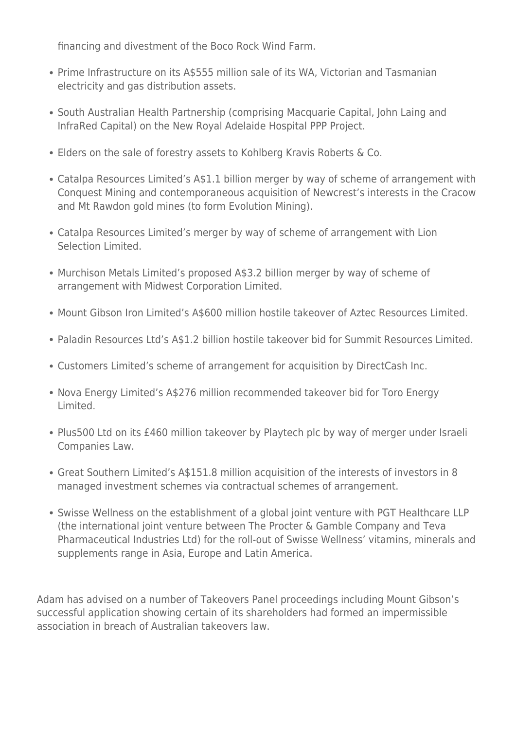financing and divestment of the Boco Rock Wind Farm.

- Prime Infrastructure on its A$555 million sale of its WA, Victorian and Tasmanian electricity and gas distribution assets.
- South Australian Health Partnership (comprising Macquarie Capital, John Laing and InfraRed Capital) on the New Royal Adelaide Hospital PPP Project.
- Elders on the sale of forestry assets to Kohlberg Kravis Roberts & Co.
- Catalpa Resources Limited's A$1.1 billion merger by way of scheme of arrangement with Conquest Mining and contemporaneous acquisition of Newcrest's interests in the Cracow and Mt Rawdon gold mines (to form Evolution Mining).
- Catalpa Resources Limited's merger by way of scheme of arrangement with Lion Selection Limited.
- Murchison Metals Limited's proposed A$3.2 billion merger by way of scheme of arrangement with Midwest Corporation Limited.
- Mount Gibson Iron Limited's A$600 million hostile takeover of Aztec Resources Limited.
- Paladin Resources Ltd's A$1.2 billion hostile takeover bid for Summit Resources Limited.
- Customers Limited's scheme of arrangement for acquisition by DirectCash Inc.
- Nova Energy Limited's A$276 million recommended takeover bid for Toro Energy Limited.
- Plus500 Ltd on its £460 million takeover by Playtech plc by way of merger under Israeli Companies Law.
- Great Southern Limited's A$151.8 million acquisition of the interests of investors in 8 managed investment schemes via contractual schemes of arrangement.
- Swisse Wellness on the establishment of a global joint venture with PGT Healthcare LLP (the international joint venture between The Procter & Gamble Company and Teva Pharmaceutical Industries Ltd) for the roll-out of Swisse Wellness' vitamins, minerals and supplements range in Asia, Europe and Latin America.

Adam has advised on a number of Takeovers Panel proceedings including Mount Gibson's successful application showing certain of its shareholders had formed an impermissible association in breach of Australian takeovers law.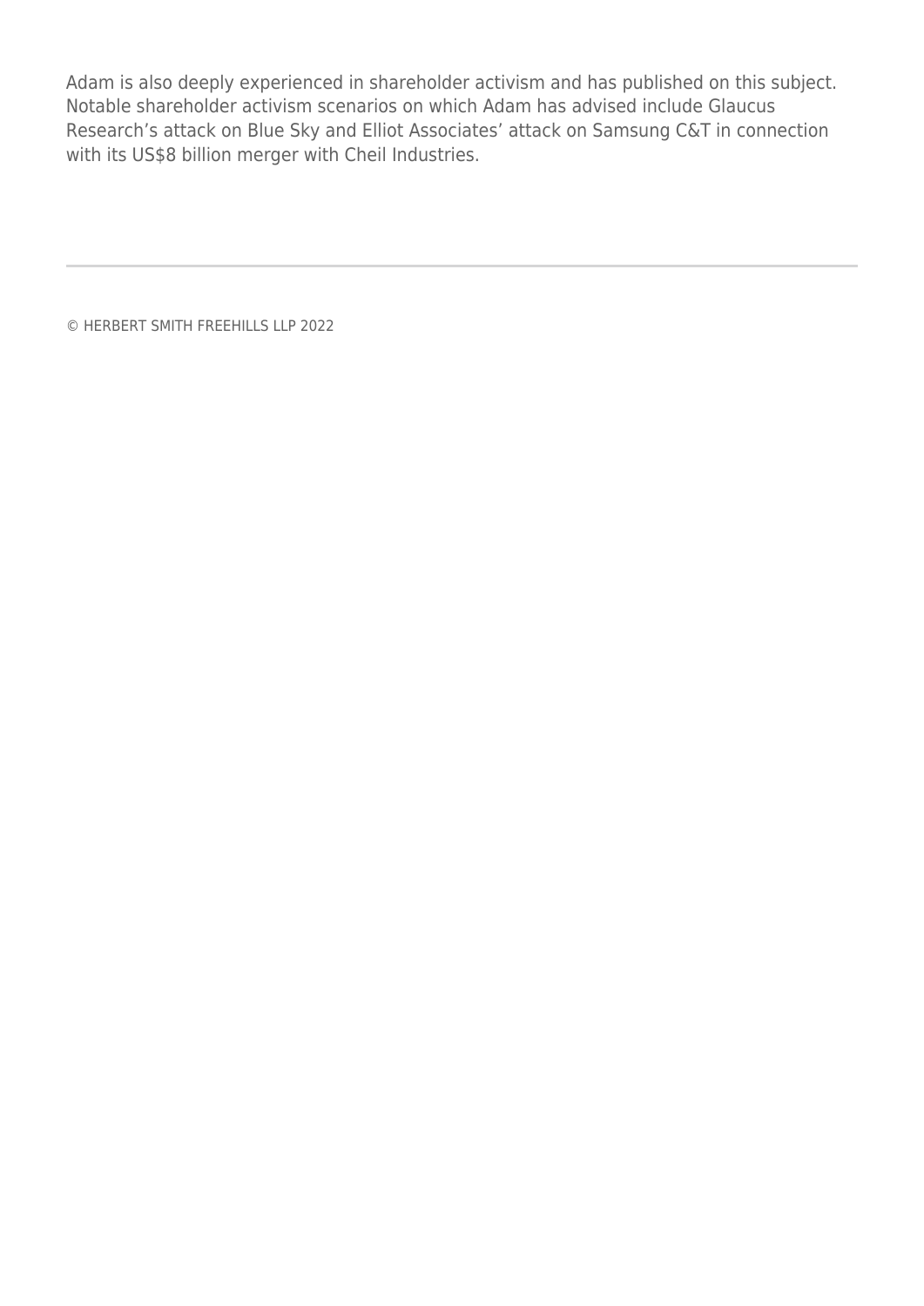Adam is also deeply experienced in shareholder activism and has published on this subject. Notable shareholder activism scenarios on which Adam has advised include Glaucus Research's attack on Blue Sky and Elliot Associates' attack on Samsung C&T in connection with its US$8 billion merger with Cheil Industries.

---

© HERBERT SMITH FREEHILLS LLP 2022